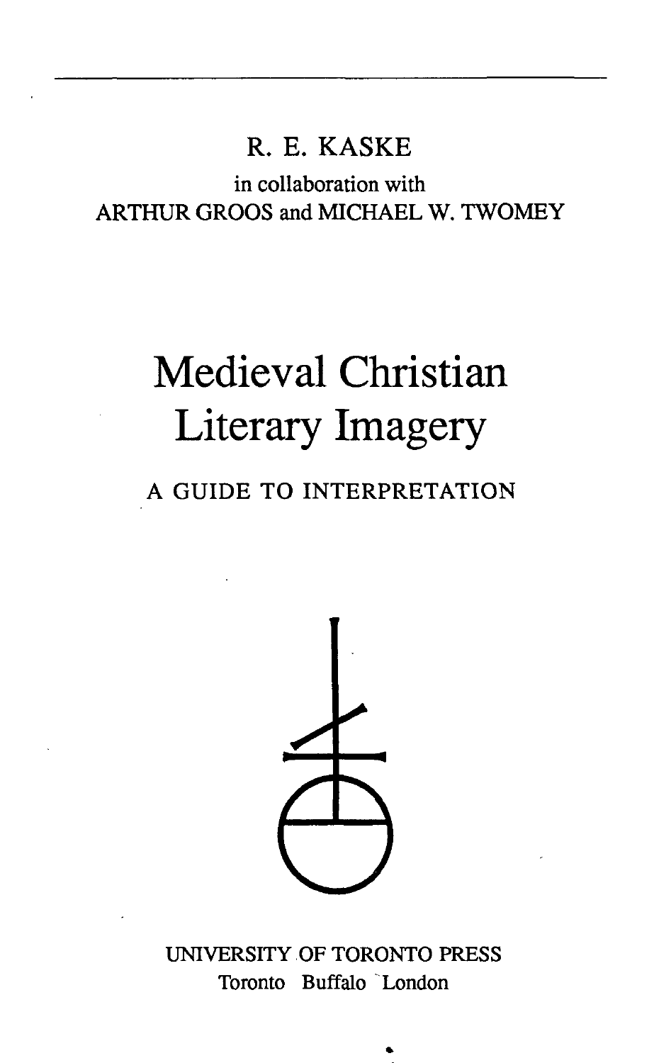R. E. KASKE

in collaboration with

ARTHUR GROOS and MICHAEL W. TWOMEY

# Medieval Christian Literary Imagery

## A GUIDE TO INTERPRETATION

UNIVERSITY OF TORONTO PRESS

Toronto Buffalo London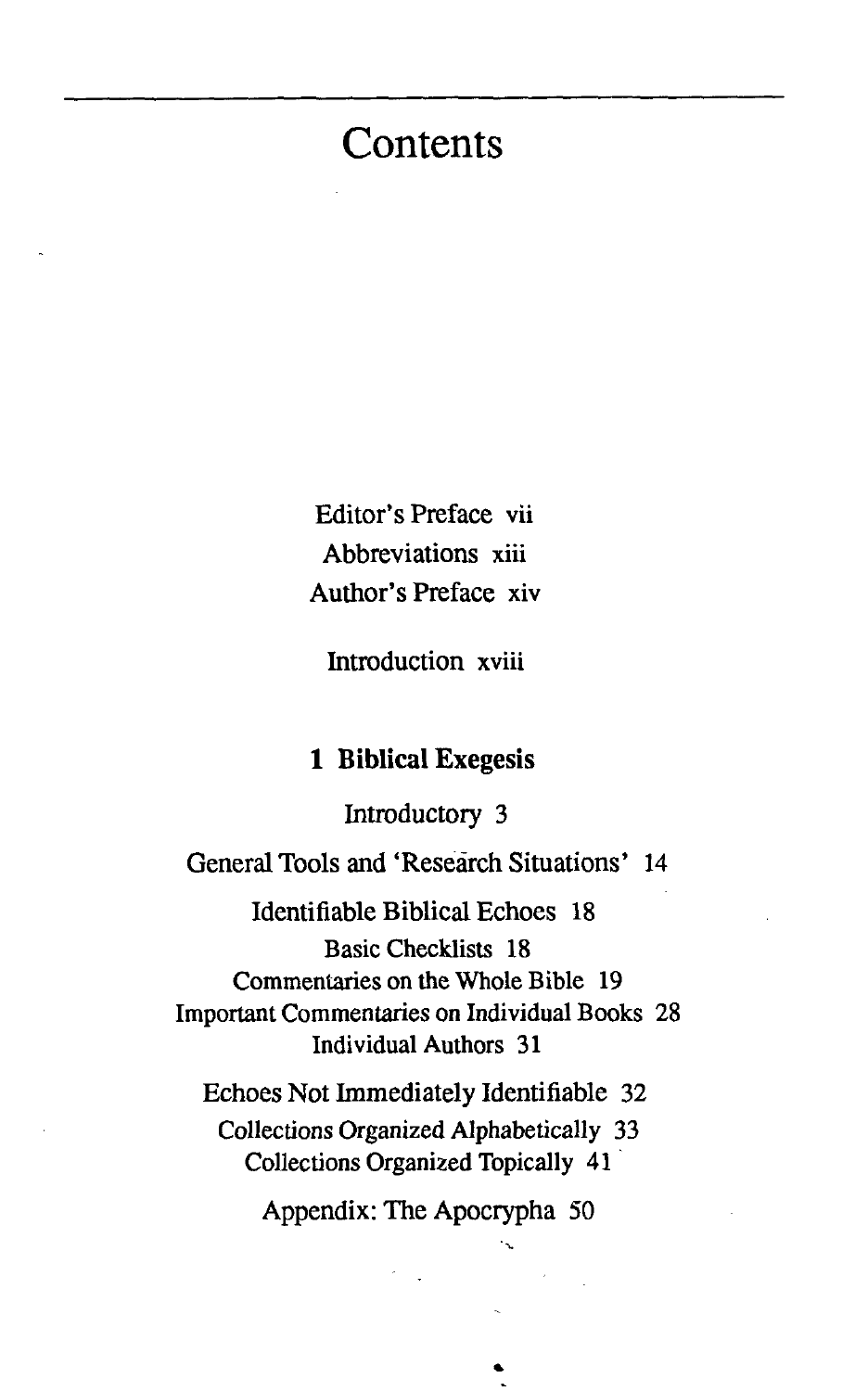# Contents

Editor's Preface vii

Abbreviations xiii

Author's Preface xiv

Introduction xviii

## 1 Biblical Exegesis

Introductory 3

General Tools and 'Research Situations' 14

Identifiable Biblical Echoes 18

Basic Checklists 18

Commentaries on the Whole Bible 19

Important Commentaries on Individual Books 28

Individual Authors 31

Echoes Not Immediately Identifiable 32

Collections Organized Alphabetically 33

Collections Organized Topically 41

Appendix: The Apocrypha 50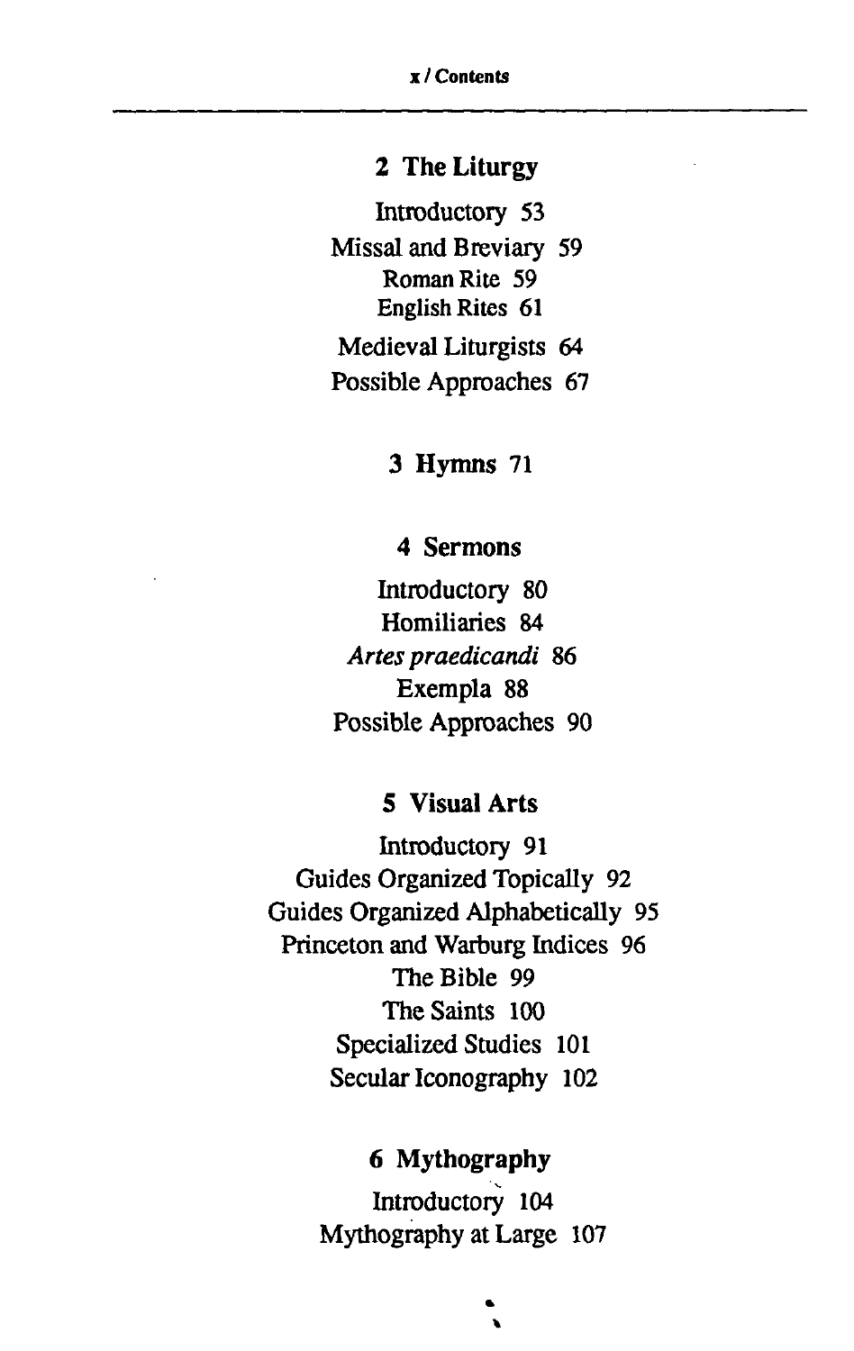## 2 The Liturgy

Introductory 53

Missal and Breviary 59

Roman Rite 59

English Rites 61

Medieval Liturgists 64

Possible Approaches 67

## 3 Hymns 71

## 4 Sermons

Introductory 80

Homiliaries 84

*Artes praedicandi* 86

Exempla 88

Possible Approaches 90

## 5 Visual Arts

Introductory 91

Guides Organized Topically 92

Guides Organized Alphabetically 95

Princeton and Warburg Indices 96

The Bible 99

The Saints 100

Specialized Studies 101

Secular Iconography 102

## 6 Mythography

Introductory 104

Mythography at Large 107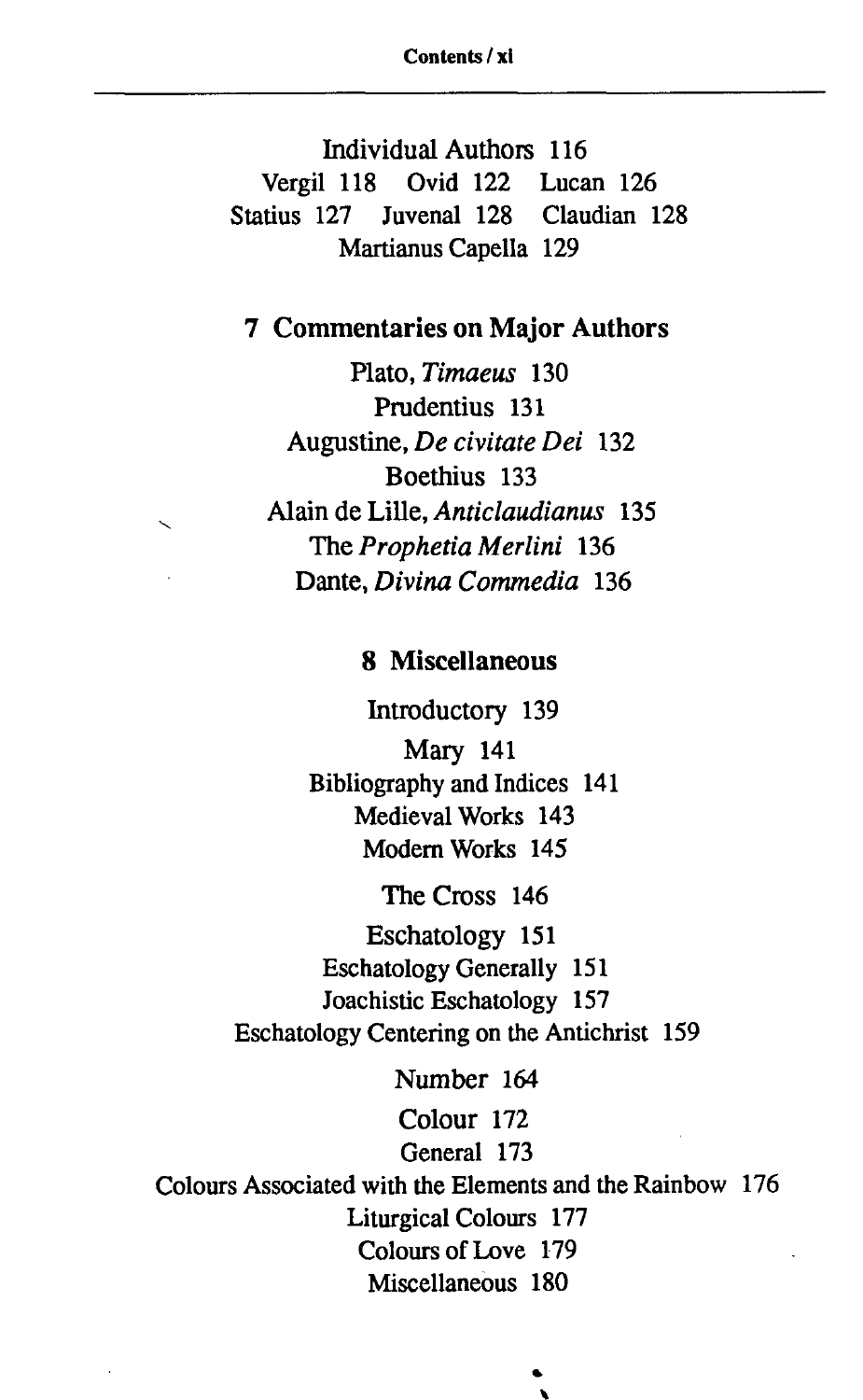Individual Authors 116

Vergil 118 Ovid 122 Lucan 126
Statius 127 Juvenal 128 Claudian 128
Martianus Capella 129

## 7 Commentaries on Major Authors

Plato, *Timaeus* 130
Prudentius 131
Augustine, *De civitate Dei* 132
Boethius 133
Alain de Lille, *Anticlaudianus* 135
The *Prophetia Merlini* 136
Dante, *Divina Commedia* 136

## 8 Miscellaneous

Introductory 139

Mary 141
Bibliography and Indices 141
Medieval Works 143
Modern Works 145

The Cross 146

Eschatology 151
Eschatology Generally 151
Joachistic Eschatology 157
Eschatology Centering on the Antichrist 159

Number 164

Colour 172
General 173
Colours Associated with the Elements and the Rainbow 176
Liturgical Colours 177
Colours of Love 179
Miscellaneous 180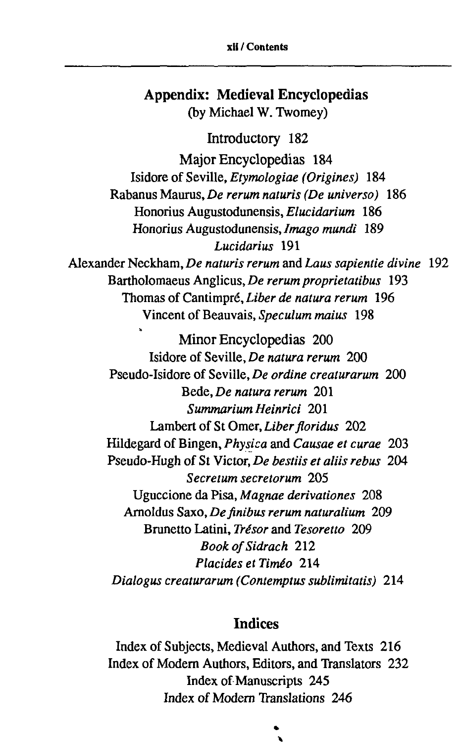## Appendix: Medieval Encyclopedias
(by Michael W. Twomey)

Introductory 182

Major Encyclopedias 184

Isidore of Seville, *Etymologiae (Origines)* 184

Rabanus Maurus, *De rerum naturis (De universo)* 186

Honorius Augustodunensis, *Elucidarium* 186

Honorius Augustodunensis, *Imago mundi* 189

*Lucidarius* 191

Alexander Neckham, *De naturis rerum* and *Laus sapientie divine* 192

Bartholomaeus Anglicus, *De rerum proprietatibus* 193

Thomas of Cantimpré, *Liber de natura rerum* 196

Vincent of Beauvais, *Speculum maius* 198

Minor Encyclopedias 200

Isidore of Seville, *De natura rerum* 200

Pseudo-Isidore of Seville, *De ordine creaturarum* 200

Bede, *De natura rerum* 201

*Summarium Heinrici* 201

Lambert of St Omer, *Liber floridus* 202

Hildegard of Bingen, *Physica* and *Causae et curae* 203

Pseudo-Hugh of St Victor, *De bestiis et aliis rebus* 204

*Secretum secretorum* 205

Uguccione da Pisa, *Magnae derivationes* 208

Arnoldus Saxo, *De finibus rerum naturalium* 209

Brunetto Latini, *Trésor* and *Tesoretto* 209

*Book of Sidrach* 212

*Placides et Timéo* 214

*Dialogus creaturarum (Contemptus sublimitatis)* 214

## Indices

Index of Subjects, Medieval Authors, and Texts 216

Index of Modern Authors, Editors, and Translators 232

Index of Manuscripts 245

Index of Modern Translations 246